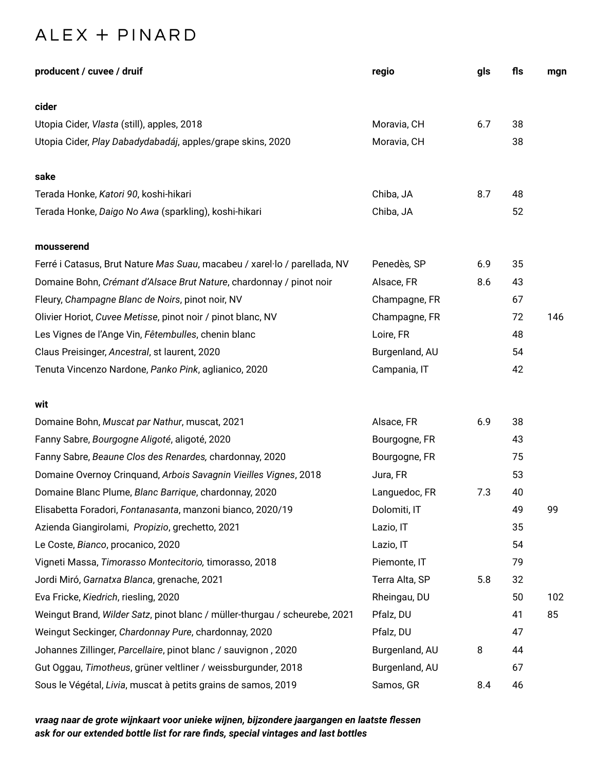# ALEX + PINARD

| producent / cuvee / druif | regio | gls | fls | mgn |
|---|---|---|---|---|
| **cider** | | | | |
| Utopia Cider, *Vlasta* (still), apples, 2018 | Moravia, CH | 6.7 | 38 | |
| Utopia Cider, *Play Dabadydabadáj*, apples/grape skins, 2020 | Moravia, CH | | 38 | |
| **sake** | | | | |
| Terada Honke, *Katori 90*, koshi-hikari | Chiba, JA | 8.7 | 48 | |
| Terada Honke, *Daigo No Awa* (sparkling), koshi-hikari | Chiba, JA | | 52 | |
| **mousserend** | | | | |
| Ferré i Catasus, Brut Nature *Mas Suau*, macabeu / xarel·lo / parellada, NV | Penedès, SP | 6.9 | 35 | |
| Domaine Bohn, *Crémant d'Alsace Brut Nature*, chardonnay / pinot noir | Alsace, FR | 8.6 | 43 | |
| Fleury, *Champagne Blanc de Noirs*, pinot noir, NV | Champagne, FR | | 67 | |
| Olivier Horiot, *Cuvee Metisse*, pinot noir / pinot blanc, NV | Champagne, FR | | 72 | 146 |
| Les Vignes de l'Ange Vin, *Fêtembulles*, chenin blanc | Loire, FR | | 48 | |
| Claus Preisinger, *Ancestral*, st laurent, 2020 | Burgenland, AU | | 54 | |
| Tenuta Vincenzo Nardone, *Panko Pink*, aglianico, 2020 | Campania, IT | | 42 | |
| **wit** | | | | |
| Domaine Bohn, *Muscat par Nathur*, muscat, 2021 | Alsace, FR | 6.9 | 38 | |
| Fanny Sabre, *Bourgogne Aligoté*, aligoté, 2020 | Bourgogne, FR | | 43 | |
| Fanny Sabre, *Beaune Clos des Renardes,* chardonnay, 2020 | Bourgogne, FR | | 75 | |
| Domaine Overnoy Crinquand, *Arbois Savagnin Vieilles Vignes*, 2018 | Jura, FR | | 53 | |
| Domaine Blanc Plume, *Blanc Barrique*, chardonnay, 2020 | Languedoc, FR | 7.3 | 40 | |
| Elisabetta Foradori, *Fontanasanta*, manzoni bianco, 2020/19 | Dolomiti, IT | | 49 | 99 |
| Azienda Giangirolami, *Propizio*, grechetto, 2021 | Lazio, IT | | 35 | |
| Le Coste, *Bianco*, procanico, 2020 | Lazio, IT | | 54 | |
| Vigneti Massa, *Timorasso Montecitorio,* timorasso, 2018 | Piemonte, IT | | 79 | |
| Jordi Miró, *Garnatxa Blanca*, grenache, 2021 | Terra Alta, SP | 5.8 | 32 | |
| Eva Fricke, *Kiedrich*, riesling, 2020 | Rheingau, DU | | 50 | 102 |
| Weingut Brand, *Wilder Satz*, pinot blanc / müller-thurgau / scheurebe, 2021 | Pfalz, DU | | 41 | 85 |
| Weingut Seckinger, *Chardonnay Pure*, chardonnay, 2020 | Pfalz, DU | | 47 | |
| Johannes Zillinger, *Parcellaire*, pinot blanc / sauvignon , 2020 | Burgenland, AU | 8 | 44 | |
| Gut Oggau, *Timotheus*, grüner veltliner / weissburgunder, 2018 | Burgenland, AU | | 67 | |
| Sous le Végétal, *Livia*, muscat à petits grains de samos, 2019 | Samos, GR | 8.4 | 46 | |

***vraag naar de grote wijnkaart voor unieke wijnen, bijzondere jaargangen en laatste flessen***
***ask for our extended bottle list for rare finds, special vintages and last bottles***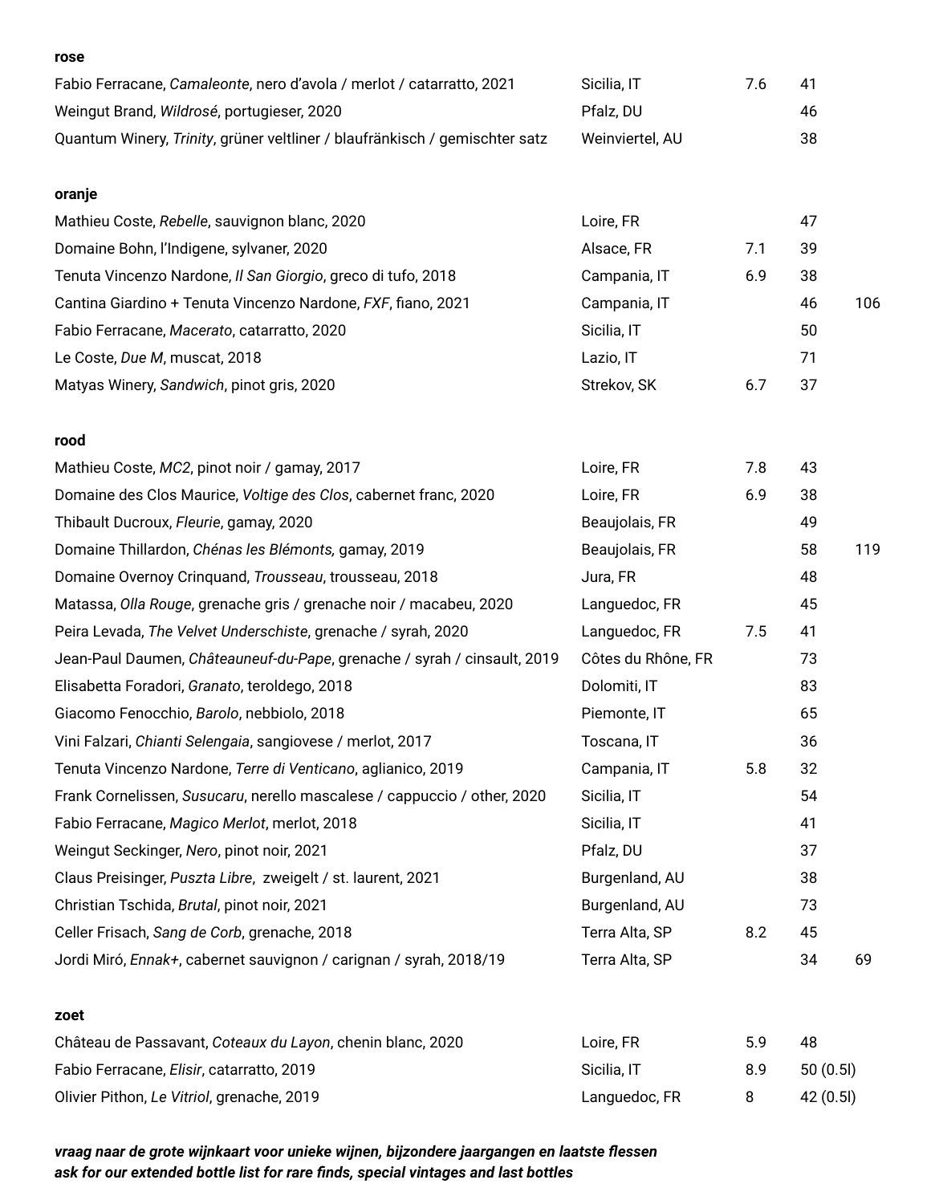**rose**

| | | | | |
|---|---|---|---|---|
| Fabio Ferracane, *Camaleonte*, nero d'avola / merlot / catarratto, 2021 | Sicilia, IT | 7.6 | 41 | |
| Weingut Brand, *Wildrosé*, portugieser, 2020 | Pfalz, DU | | 46 | |
| Quantum Winery, *Trinity*, grüner veltliner / blaufränkisch / gemischter satz | Weinviertel, AU | | 38 | |

**oranje**

| | | | | |
|---|---|---|---|---|
| Mathieu Coste, *Rebelle*, sauvignon blanc, 2020 | Loire, FR | | 47 | |
| Domaine Bohn, l'Indigene, sylvaner, 2020 | Alsace, FR | 7.1 | 39 | |
| Tenuta Vincenzo Nardone, *Il San Giorgio*, greco di tufo, 2018 | Campania, IT | 6.9 | 38 | |
| Cantina Giardino + Tenuta Vincenzo Nardone, *FXF*, fiano, 2021 | Campania, IT | | 46 | 106 |
| Fabio Ferracane, *Macerato*, catarratto, 2020 | Sicilia, IT | | 50 | |
| Le Coste, *Due M*, muscat, 2018 | Lazio, IT | | 71 | |
| Matyas Winery, *Sandwich*, pinot gris, 2020 | Strekov, SK | 6.7 | 37 | |

**rood**

| | | | | |
|---|---|---|---|---|
| Mathieu Coste, *MC2*, pinot noir / gamay, 2017 | Loire, FR | 7.8 | 43 | |
| Domaine des Clos Maurice, *Voltige des Clos*, cabernet franc, 2020 | Loire, FR | 6.9 | 38 | |
| Thibault Ducroux, *Fleurie*, gamay, 2020 | Beaujolais, FR | | 49 | |
| Domaine Thillardon, *Chénas les Blémonts,* gamay, 2019 | Beaujolais, FR | | 58 | 119 |
| Domaine Overnoy Crinquand, *Trousseau*, trousseau, 2018 | Jura, FR | | 48 | |
| Matassa, *Olla Rouge*, grenache gris / grenache noir / macabeu, 2020 | Languedoc, FR | | 45 | |
| Peira Levada, *The Velvet Underschiste*, grenache / syrah, 2020 | Languedoc, FR | 7.5 | 41 | |
| Jean-Paul Daumen, *Châteauneuf-du-Pape*, grenache / syrah / cinsault, 2019 | Côtes du Rhône, FR | | 73 | |
| Elisabetta Foradori, *Granato*, teroldego, 2018 | Dolomiti, IT | | 83 | |
| Giacomo Fenocchio, *Barolo*, nebbiolo, 2018 | Piemonte, IT | | 65 | |
| Vini Falzari, *Chianti Selengaia*, sangiovese / merlot, 2017 | Toscana, IT | | 36 | |
| Tenuta Vincenzo Nardone, *Terre di Venticano*, aglianico, 2019 | Campania, IT | 5.8 | 32 | |
| Frank Cornelissen, *Susucaru*, nerello mascalese / cappuccio / other, 2020 | Sicilia, IT | | 54 | |
| Fabio Ferracane, *Magico Merlot*, merlot, 2018 | Sicilia, IT | | 41 | |
| Weingut Seckinger, *Nero*, pinot noir, 2021 | Pfalz, DU | | 37 | |
| Claus Preisinger, *Puszta Libre*, zweigelt / st. laurent, 2021 | Burgenland, AU | | 38 | |
| Christian Tschida, *Brutal*, pinot noir, 2021 | Burgenland, AU | | 73 | |
| Celler Frisach, *Sang de Corb*, grenache, 2018 | Terra Alta, SP | 8.2 | 45 | |
| Jordi Miró, *Ennak+*, cabernet sauvignon / carignan / syrah, 2018/19 | Terra Alta, SP | | 34 | 69 |

**zoet**

| | | | |
|---|---|---|---|
| Château de Passavant, *Coteaux du Layon*, chenin blanc, 2020 | Loire, FR | 5.9 | 48 |
| Fabio Ferracane, *Elisir*, catarratto, 2019 | Sicilia, IT | 8.9 | 50 (0.5l) |
| Olivier Pithon, *Le Vitriol*, grenache, 2019 | Languedoc, FR | 8 | 42 (0.5l) |

***vraag naar de grote wijnkaart voor unieke wijnen, bijzondere jaargangen en laatste flessen***
***ask for our extended bottle list for rare finds, special vintages and last bottles***